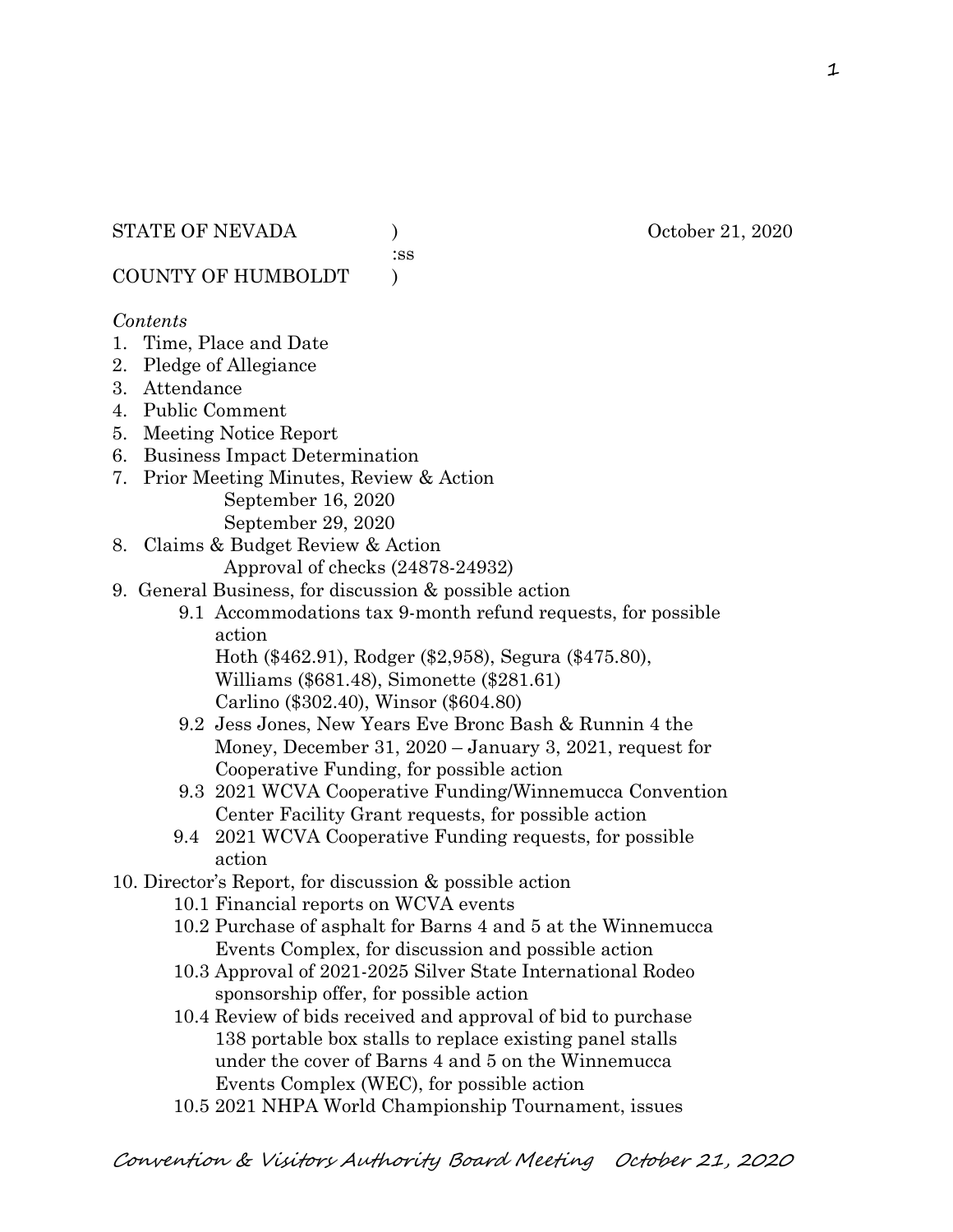STATE OF NEVADA ) October 21, 2020
:ss
COUNTY OF HUMBOLDT )

*Contents*

1. Time, Place and Date
2. Pledge of Allegiance
3. Attendance
4. Public Comment
5. Meeting Notice Report
6. Business Impact Determination
7. Prior Meeting Minutes, Review & Action
   September 16, 2020
   September 29, 2020
8. Claims & Budget Review & Action
   Approval of checks (24878-24932)
9. General Business, for discussion & possible action
   - 9.1 Accommodations tax 9-month refund requests, for possible action
     Hoth ($462.91), Rodger ($2,958), Segura ($475.80), Williams ($681.48), Simonette ($281.61)
     Carlino ($302.40), Winsor ($604.80)
   - 9.2 Jess Jones, New Years Eve Bronc Bash & Runnin 4 the Money, December 31, 2020 – January 3, 2021, request for Cooperative Funding, for possible action
   - 9.3 2021 WCVA Cooperative Funding/Winnemucca Convention Center Facility Grant requests, for possible action
   - 9.4 2021 WCVA Cooperative Funding requests, for possible action
10. Director's Report, for discussion & possible action
    - 10.1 Financial reports on WCVA events
    - 10.2 Purchase of asphalt for Barns 4 and 5 at the Winnemucca Events Complex, for discussion and possible action
    - 10.3 Approval of 2021-2025 Silver State International Rodeo sponsorship offer, for possible action
    - 10.4 Review of bids received and approval of bid to purchase 138 portable box stalls to replace existing panel stalls under the cover of Barns 4 and 5 on the Winnemucca Events Complex (WEC), for possible action
    - 10.5 2021 NHPA World Championship Tournament, issues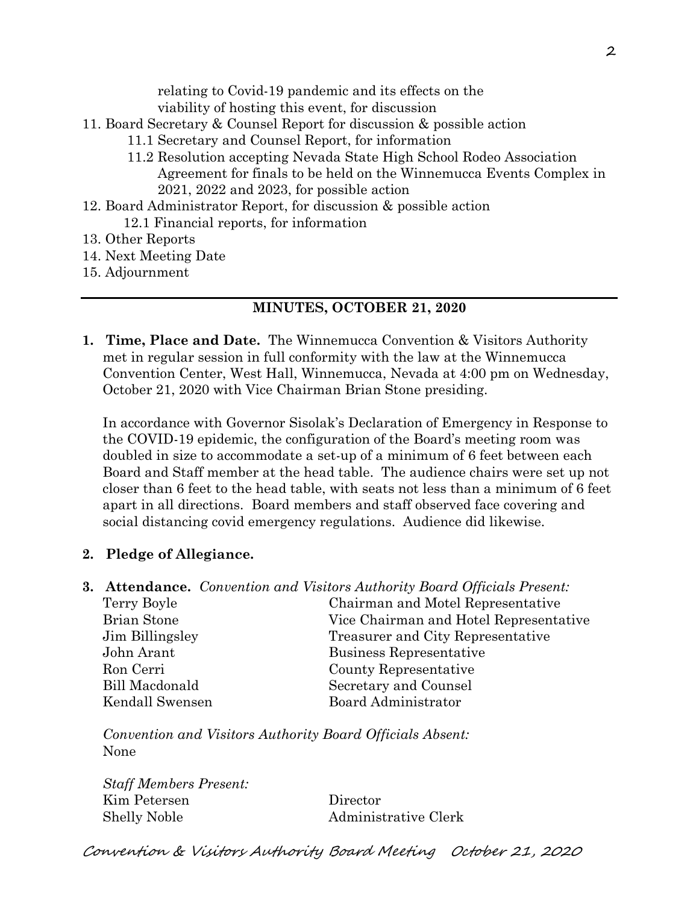relating to Covid-19 pandemic and its effects on the viability of hosting this event, for discussion

11. Board Secretary & Counsel Report for discussion & possible action
    - 11.1 Secretary and Counsel Report, for information
    - 11.2 Resolution accepting Nevada State High School Rodeo Association Agreement for finals to be held on the Winnemucca Events Complex in 2021, 2022 and 2023, for possible action
12. Board Administrator Report, for discussion & possible action
    - 12.1 Financial reports, for information
13. Other Reports
14. Next Meeting Date
15. Adjournment

---

## MINUTES, OCTOBER 21, 2020

**1. Time, Place and Date.** The Winnemucca Convention & Visitors Authority met in regular session in full conformity with the law at the Winnemucca Convention Center, West Hall, Winnemucca, Nevada at 4:00 pm on Wednesday, October 21, 2020 with Vice Chairman Brian Stone presiding.

In accordance with Governor Sisolak's Declaration of Emergency in Response to the COVID-19 epidemic, the configuration of the Board's meeting room was doubled in size to accommodate a set-up of a minimum of 6 feet between each Board and Staff member at the head table. The audience chairs were set up not closer than 6 feet to the head table, with seats not less than a minimum of 6 feet apart in all directions. Board members and staff observed face covering and social distancing covid emergency regulations. Audience did likewise.

**2. Pledge of Allegiance.**

**3. Attendance.** *Convention and Visitors Authority Board Officials Present:*

| | |
|---|---|
| Terry Boyle | Chairman and Motel Representative |
| Brian Stone | Vice Chairman and Hotel Representative |
| Jim Billingsley | Treasurer and City Representative |
| John Arant | Business Representative |
| Ron Cerri | County Representative |
| Bill Macdonald | Secretary and Counsel |
| Kendall Swensen | Board Administrator |

*Convention and Visitors Authority Board Officials Absent:*
None

*Staff Members Present:*

| | |
|---|---|
| Kim Petersen | Director |
| Shelly Noble | Administrative Clerk |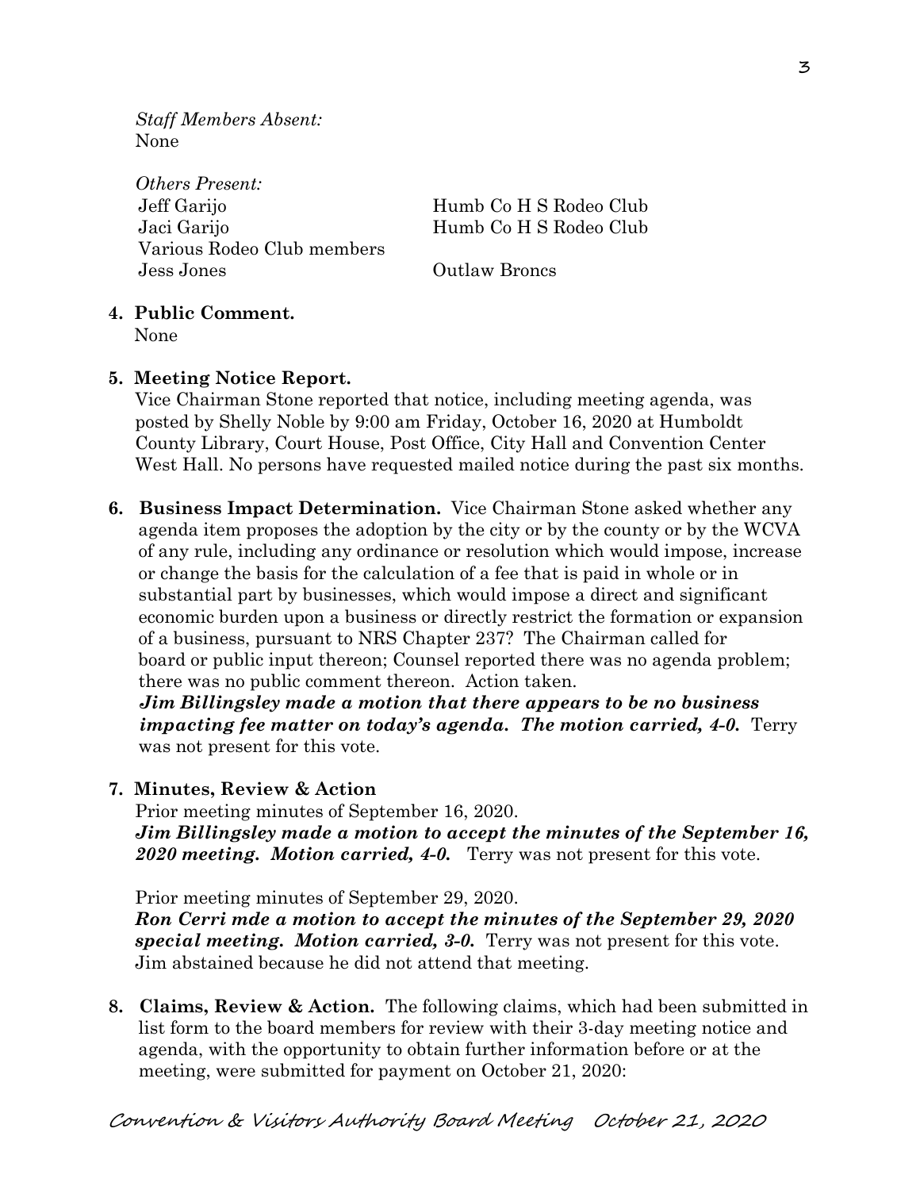*Staff Members Absent:*
None

*Others Present:*

| | |
|---|---|
| Jeff Garijo | Humb Co H S Rodeo Club |
| Jaci Garijo | Humb Co H S Rodeo Club |
| Various Rodeo Club members | |
| Jess Jones | Outlaw Broncs |

**4. Public Comment.**
None

**5. Meeting Notice Report.**
Vice Chairman Stone reported that notice, including meeting agenda, was posted by Shelly Noble by 9:00 am Friday, October 16, 2020 at Humboldt County Library, Court House, Post Office, City Hall and Convention Center West Hall. No persons have requested mailed notice during the past six months.

**6. Business Impact Determination.** Vice Chairman Stone asked whether any agenda item proposes the adoption by the city or by the county or by the WCVA of any rule, including any ordinance or resolution which would impose, increase or change the basis for the calculation of a fee that is paid in whole or in substantial part by businesses, which would impose a direct and significant economic burden upon a business or directly restrict the formation or expansion of a business, pursuant to NRS Chapter 237? The Chairman called for board or public input thereon; Counsel reported there was no agenda problem; there was no public comment thereon. Action taken.
***Jim Billingsley made a motion that there appears to be no business impacting fee matter on today's agenda. The motion carried, 4-0.*** Terry was not present for this vote.

**7. Minutes, Review & Action**
Prior meeting minutes of September 16, 2020.
***Jim Billingsley made a motion to accept the minutes of the September 16, 2020 meeting. Motion carried, 4-0.*** Terry was not present for this vote.

Prior meeting minutes of September 29, 2020.
***Ron Cerri mde a motion to accept the minutes of the September 29, 2020 special meeting. Motion carried, 3-0.*** Terry was not present for this vote. Jim abstained because he did not attend that meeting.

**8. Claims, Review & Action.** The following claims, which had been submitted in list form to the board members for review with their 3-day meeting notice and agenda, with the opportunity to obtain further information before or at the meeting, were submitted for payment on October 21, 2020: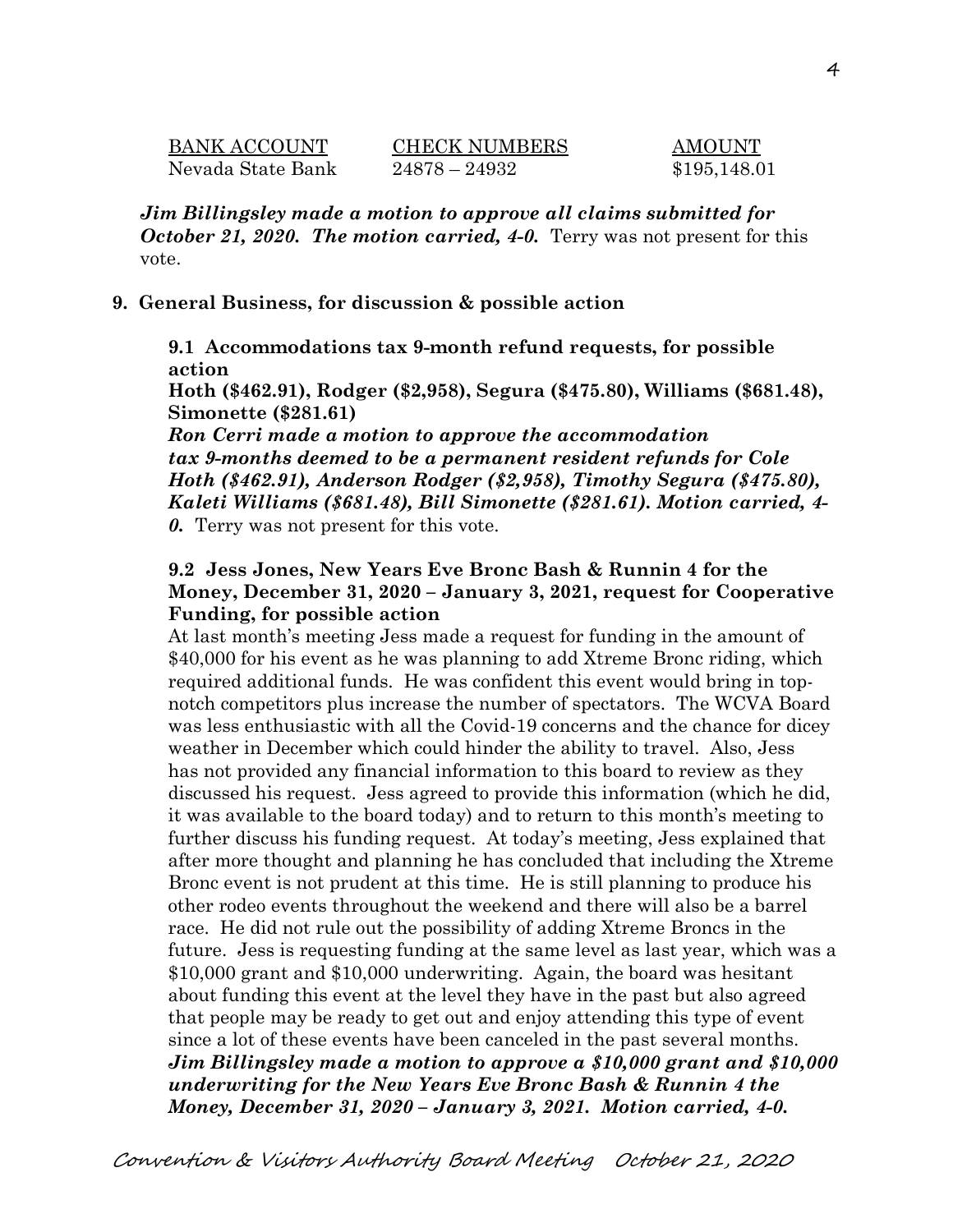| BANK ACCOUNT | CHECK NUMBERS | AMOUNT |
|---|---|---|
| Nevada State Bank | 24878 – 24932 | $195,148.01 |

***Jim Billingsley made a motion to approve all claims submitted for October 21, 2020. The motion carried, 4-0.*** Terry was not present for this vote.

**9. General Business, for discussion & possible action**

**9.1 Accommodations tax 9-month refund requests, for possible action**
**Hoth ($462.91), Rodger ($2,958), Segura ($475.80), Williams ($681.48), Simonette ($281.61)**
***Ron Cerri made a motion to approve the accommodation tax 9-months deemed to be a permanent resident refunds for Cole Hoth ($462.91), Anderson Rodger ($2,958), Timothy Segura ($475.80), Kaleti Williams ($681.48), Bill Simonette ($281.61). Motion carried, 4-0.*** Terry was not present for this vote.

**9.2 Jess Jones, New Years Eve Bronc Bash & Runnin 4 for the Money, December 31, 2020 – January 3, 2021, request for Cooperative Funding, for possible action**

At last month's meeting Jess made a request for funding in the amount of $40,000 for his event as he was planning to add Xtreme Bronc riding, which required additional funds. He was confident this event would bring in top-notch competitors plus increase the number of spectators. The WCVA Board was less enthusiastic with all the Covid-19 concerns and the chance for dicey weather in December which could hinder the ability to travel. Also, Jess has not provided any financial information to this board to review as they discussed his request. Jess agreed to provide this information (which he did, it was available to the board today) and to return to this month's meeting to further discuss his funding request. At today's meeting, Jess explained that after more thought and planning he has concluded that including the Xtreme Bronc event is not prudent at this time. He is still planning to produce his other rodeo events throughout the weekend and there will also be a barrel race. He did not rule out the possibility of adding Xtreme Broncs in the future. Jess is requesting funding at the same level as last year, which was a $10,000 grant and $10,000 underwriting. Again, the board was hesitant about funding this event at the level they have in the past but also agreed that people may be ready to get out and enjoy attending this type of event since a lot of these events have been canceled in the past several months.
***Jim Billingsley made a motion to approve a $10,000 grant and $10,000 underwriting for the New Years Eve Bronc Bash & Runnin 4 the Money, December 31, 2020 – January 3, 2021. Motion carried, 4-0.***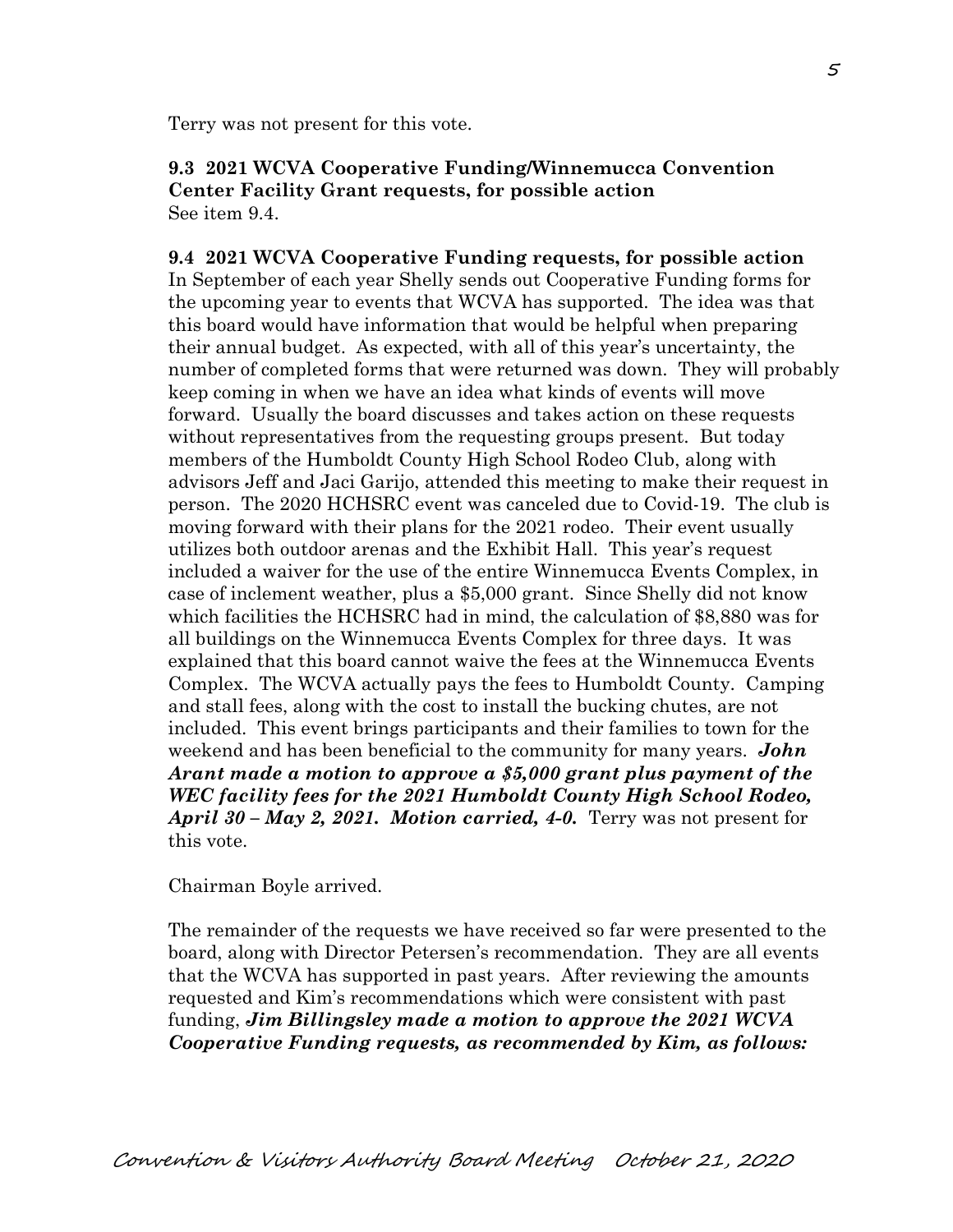Terry was not present for this vote.

**9.3 2021 WCVA Cooperative Funding/Winnemucca Convention Center Facility Grant requests, for possible action**
See item 9.4.

**9.4 2021 WCVA Cooperative Funding requests, for possible action**
In September of each year Shelly sends out Cooperative Funding forms for the upcoming year to events that WCVA has supported. The idea was that this board would have information that would be helpful when preparing their annual budget. As expected, with all of this year's uncertainty, the number of completed forms that were returned was down. They will probably keep coming in when we have an idea what kinds of events will move forward. Usually the board discusses and takes action on these requests without representatives from the requesting groups present. But today members of the Humboldt County High School Rodeo Club, along with advisors Jeff and Jaci Garijo, attended this meeting to make their request in person. The 2020 HCHSRC event was canceled due to Covid-19. The club is moving forward with their plans for the 2021 rodeo. Their event usually utilizes both outdoor arenas and the Exhibit Hall. This year's request included a waiver for the use of the entire Winnemucca Events Complex, in case of inclement weather, plus a $5,000 grant. Since Shelly did not know which facilities the HCHSRC had in mind, the calculation of $8,880 was for all buildings on the Winnemucca Events Complex for three days. It was explained that this board cannot waive the fees at the Winnemucca Events Complex. The WCVA actually pays the fees to Humboldt County. Camping and stall fees, along with the cost to install the bucking chutes, are not included. This event brings participants and their families to town for the weekend and has been beneficial to the community for many years. ***John Arant made a motion to approve a $5,000 grant plus payment of the WEC facility fees for the 2021 Humboldt County High School Rodeo, April 30 – May 2, 2021. Motion carried, 4-0.*** Terry was not present for this vote.

Chairman Boyle arrived.

The remainder of the requests we have received so far were presented to the board, along with Director Petersen's recommendation. They are all events that the WCVA has supported in past years. After reviewing the amounts requested and Kim's recommendations which were consistent with past funding, ***Jim Billingsley made a motion to approve the 2021 WCVA Cooperative Funding requests, as recommended by Kim, as follows:***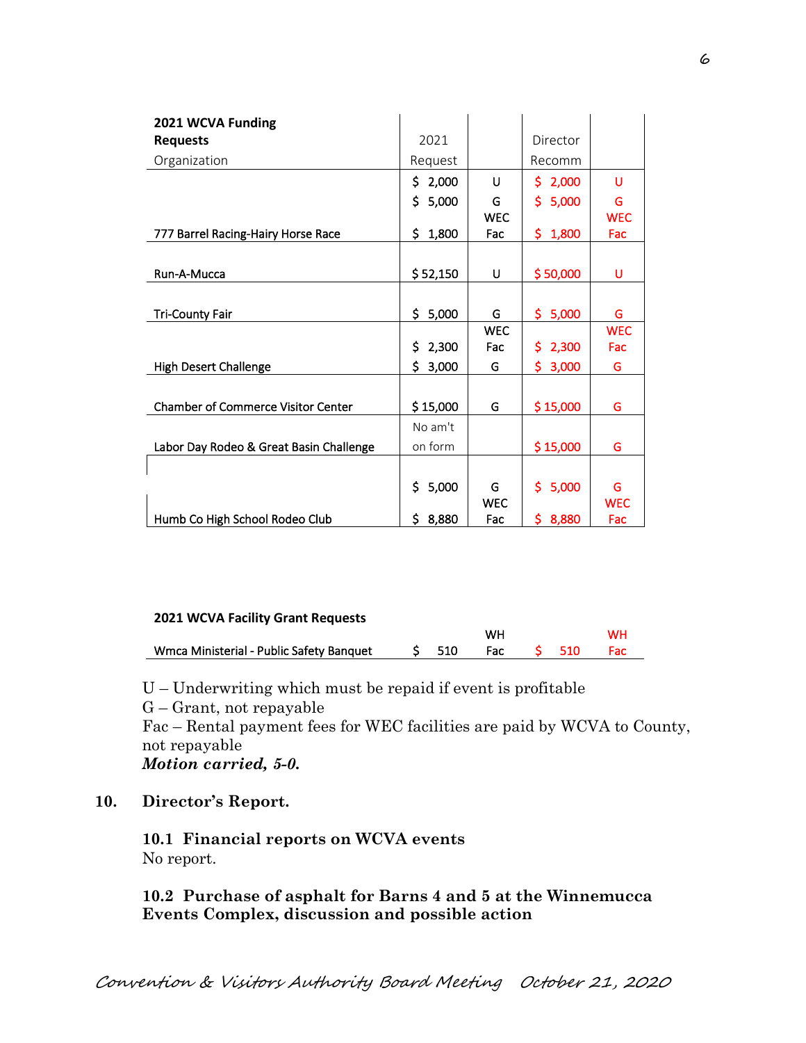| 2021 WCVA Funding Requests Organization | 2021 Request | | Director Recomm | |
|---|---|---|---|---|
| 777 Barrel Racing-Hairy Horse Race | $ 2,000<br>$ 5,000<br>$ 1,800 | U<br>G<br>WEC Fac | $ 2,000<br>$ 5,000<br>$ 1,800 | U<br>G<br>WEC Fac |
| Run-A-Mucca | $ 52,150 | U | $ 50,000 | U |
| Tri-County Fair | $ 5,000 | G | $ 5,000 | G |
| High Desert Challenge | $ 2,300<br>$ 3,000 | WEC Fac<br>G | $ 2,300<br>$ 3,000 | WEC Fac<br>G |
| Chamber of Commerce Visitor Center | $ 15,000 | G | $ 15,000 | G |
| Labor Day Rodeo & Great Basin Challenge | No am't on form | | $ 15,000 | G |
| Humb Co High School Rodeo Club | $ 5,000<br>$ 8,880 | G<br>WEC Fac | $ 5,000<br>$ 8,880 | G<br>WEC Fac |

| 2021 WCVA Facility Grant Requests | | | | |
|---|---|---|---|---|
| Wmca Ministerial - Public Safety Banquet | $ 510 | WH Fac | $ 510 | WH Fac |

U – Underwriting which must be repaid if event is profitable
G – Grant, not repayable
Fac – Rental payment fees for WEC facilities are paid by WCVA to County, not repayable
***Motion carried, 5-0.***

## 10. Director's Report.

### 10.1 Financial reports on WCVA events
No report.

### 10.2 Purchase of asphalt for Barns 4 and 5 at the Winnemucca Events Complex, discussion and possible action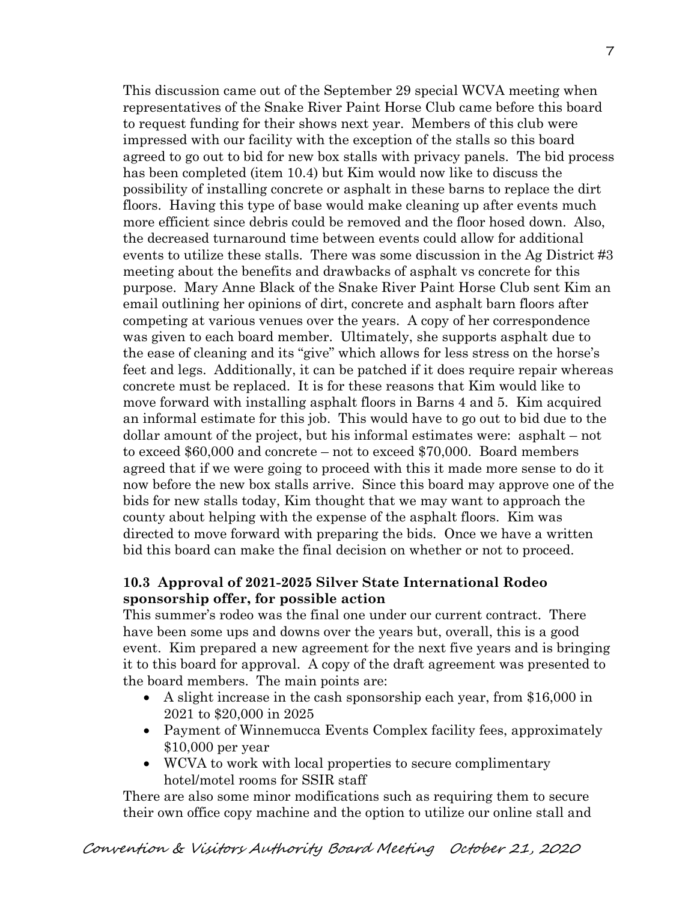This discussion came out of the September 29 special WCVA meeting when representatives of the Snake River Paint Horse Club came before this board to request funding for their shows next year. Members of this club were impressed with our facility with the exception of the stalls so this board agreed to go out to bid for new box stalls with privacy panels. The bid process has been completed (item 10.4) but Kim would now like to discuss the possibility of installing concrete or asphalt in these barns to replace the dirt floors. Having this type of base would make cleaning up after events much more efficient since debris could be removed and the floor hosed down. Also, the decreased turnaround time between events could allow for additional events to utilize these stalls. There was some discussion in the Ag District #3 meeting about the benefits and drawbacks of asphalt vs concrete for this purpose. Mary Anne Black of the Snake River Paint Horse Club sent Kim an email outlining her opinions of dirt, concrete and asphalt barn floors after competing at various venues over the years. A copy of her correspondence was given to each board member. Ultimately, she supports asphalt due to the ease of cleaning and its "give" which allows for less stress on the horse's feet and legs. Additionally, it can be patched if it does require repair whereas concrete must be replaced. It is for these reasons that Kim would like to move forward with installing asphalt floors in Barns 4 and 5. Kim acquired an informal estimate for this job. This would have to go out to bid due to the dollar amount of the project, but his informal estimates were: asphalt – not to exceed $60,000 and concrete – not to exceed $70,000. Board members agreed that if we were going to proceed with this it made more sense to do it now before the new box stalls arrive. Since this board may approve one of the bids for new stalls today, Kim thought that we may want to approach the county about helping with the expense of the asphalt floors. Kim was directed to move forward with preparing the bids. Once we have a written bid this board can make the final decision on whether or not to proceed.

**10.3 Approval of 2021-2025 Silver State International Rodeo sponsorship offer, for possible action**

This summer's rodeo was the final one under our current contract. There have been some ups and downs over the years but, overall, this is a good event. Kim prepared a new agreement for the next five years and is bringing it to this board for approval. A copy of the draft agreement was presented to the board members. The main points are:

- A slight increase in the cash sponsorship each year, from $16,000 in 2021 to $20,000 in 2025
- Payment of Winnemucca Events Complex facility fees, approximately $10,000 per year
- WCVA to work with local properties to secure complimentary hotel/motel rooms for SSIR staff

There are also some minor modifications such as requiring them to secure their own office copy machine and the option to utilize our online stall and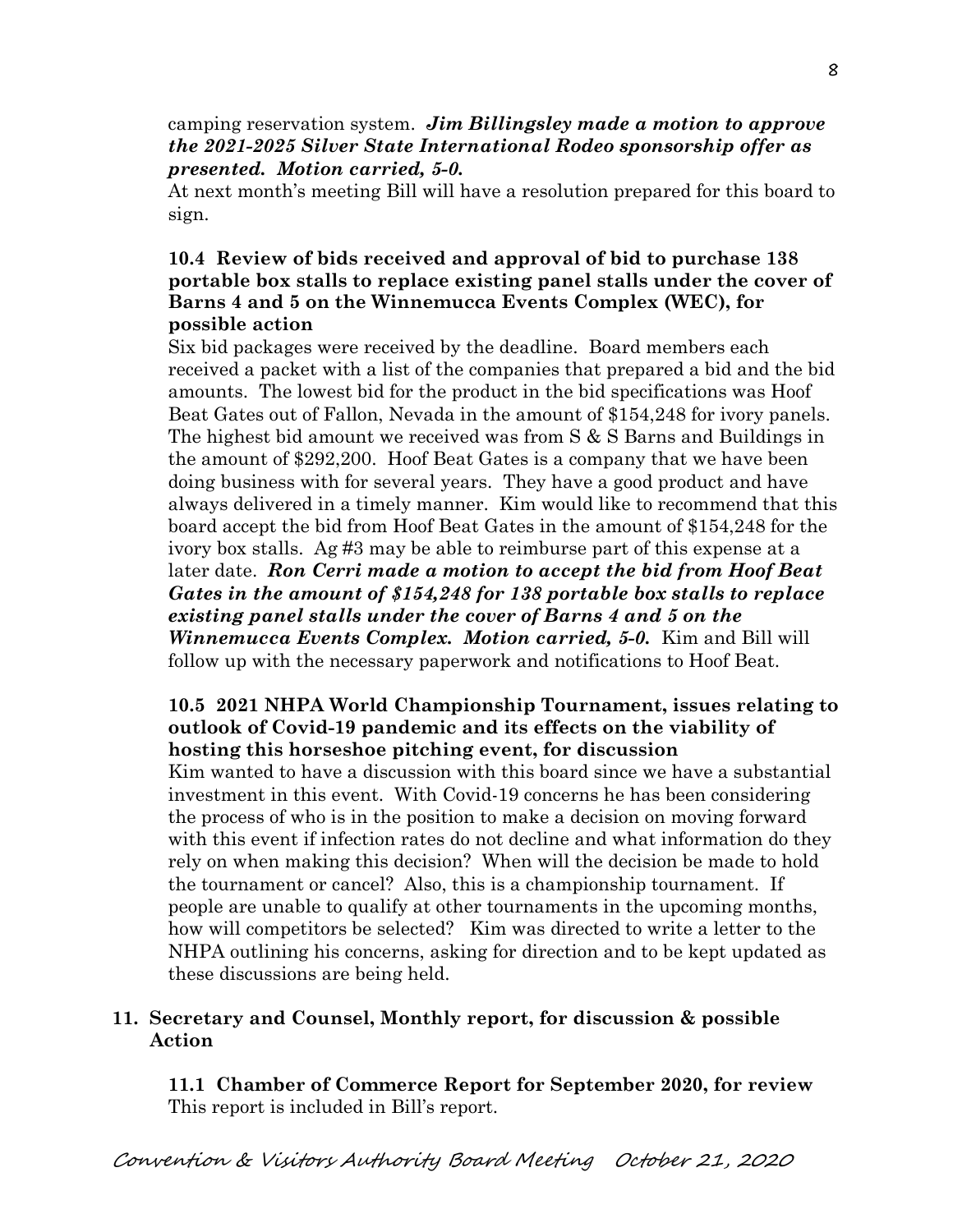camping reservation system. ***Jim Billingsley made a motion to approve the 2021-2025 Silver State International Rodeo sponsorship offer as presented. Motion carried, 5-0.***
At next month's meeting Bill will have a resolution prepared for this board to sign.

### 10.4 Review of bids received and approval of bid to purchase 138 portable box stalls to replace existing panel stalls under the cover of Barns 4 and 5 on the Winnemucca Events Complex (WEC), for possible action

Six bid packages were received by the deadline. Board members each received a packet with a list of the companies that prepared a bid and the bid amounts. The lowest bid for the product in the bid specifications was Hoof Beat Gates out of Fallon, Nevada in the amount of $154,248 for ivory panels. The highest bid amount we received was from S & S Barns and Buildings in the amount of $292,200. Hoof Beat Gates is a company that we have been doing business with for several years. They have a good product and have always delivered in a timely manner. Kim would like to recommend that this board accept the bid from Hoof Beat Gates in the amount of $154,248 for the ivory box stalls. Ag #3 may be able to reimburse part of this expense at a later date. ***Ron Cerri made a motion to accept the bid from Hoof Beat Gates in the amount of $154,248 for 138 portable box stalls to replace existing panel stalls under the cover of Barns 4 and 5 on the Winnemucca Events Complex. Motion carried, 5-0.*** Kim and Bill will follow up with the necessary paperwork and notifications to Hoof Beat.

### 10.5 2021 NHPA World Championship Tournament, issues relating to outlook of Covid-19 pandemic and its effects on the viability of hosting this horseshoe pitching event, for discussion

Kim wanted to have a discussion with this board since we have a substantial investment in this event. With Covid-19 concerns he has been considering the process of who is in the position to make a decision on moving forward with this event if infection rates do not decline and what information do they rely on when making this decision? When will the decision be made to hold the tournament or cancel? Also, this is a championship tournament. If people are unable to qualify at other tournaments in the upcoming months, how will competitors be selected? Kim was directed to write a letter to the NHPA outlining his concerns, asking for direction and to be kept updated as these discussions are being held.

## 11. Secretary and Counsel, Monthly report, for discussion & possible Action

### 11.1 Chamber of Commerce Report for September 2020, for review

This report is included in Bill's report.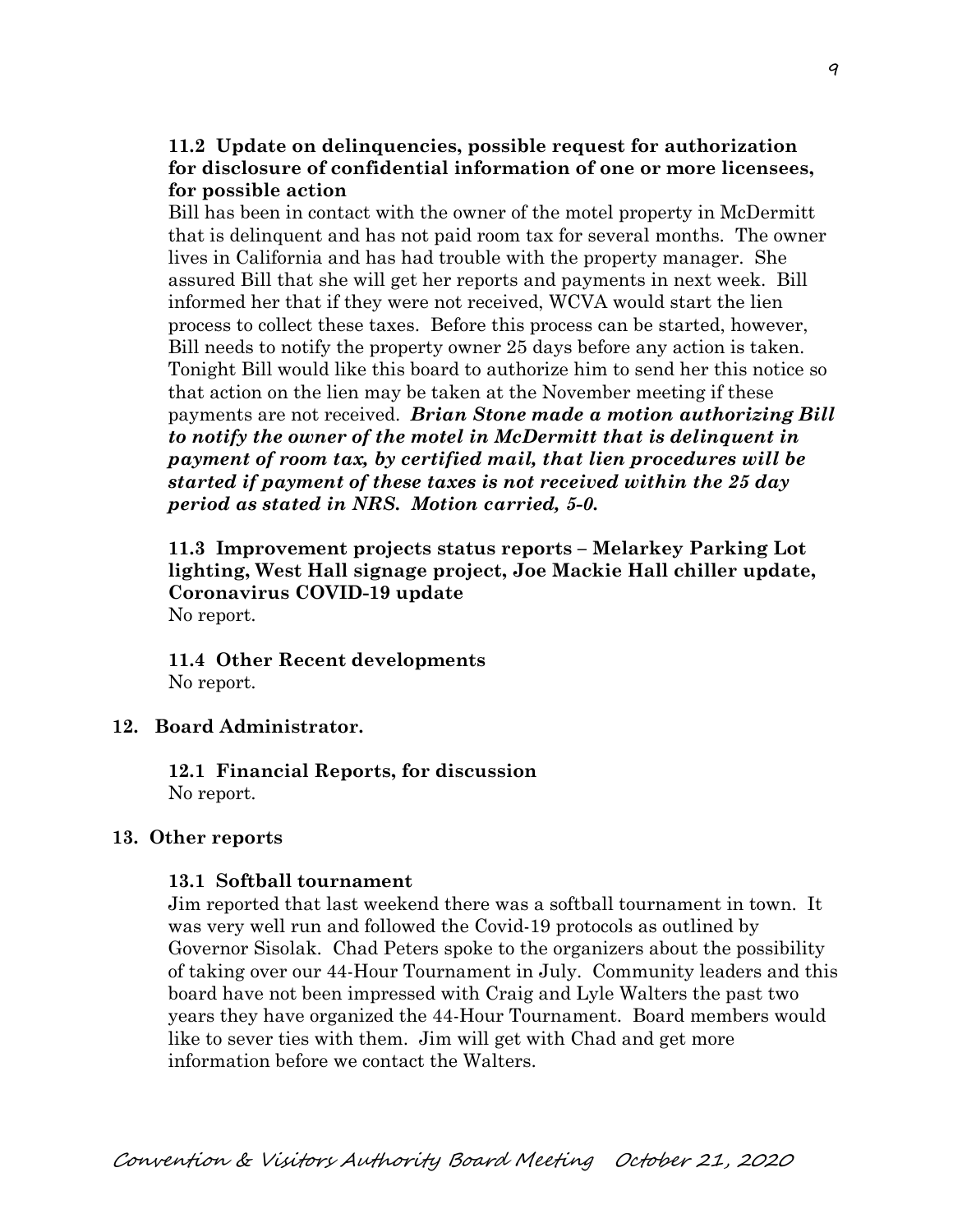**11.2 Update on delinquencies, possible request for authorization for disclosure of confidential information of one or more licensees, for possible action**

Bill has been in contact with the owner of the motel property in McDermitt that is delinquent and has not paid room tax for several months. The owner lives in California and has had trouble with the property manager. She assured Bill that she will get her reports and payments in next week. Bill informed her that if they were not received, WCVA would start the lien process to collect these taxes. Before this process can be started, however, Bill needs to notify the property owner 25 days before any action is taken. Tonight Bill would like this board to authorize him to send her this notice so that action on the lien may be taken at the November meeting if these payments are not received. ***Brian Stone made a motion authorizing Bill to notify the owner of the motel in McDermitt that is delinquent in payment of room tax, by certified mail, that lien procedures will be started if payment of these taxes is not received within the 25 day period as stated in NRS. Motion carried, 5-0.***

**11.3 Improvement projects status reports – Melarkey Parking Lot lighting, West Hall signage project, Joe Mackie Hall chiller update, Coronavirus COVID-19 update**

No report.

**11.4 Other Recent developments**

No report.

**12. Board Administrator.**

**12.1 Financial Reports, for discussion**

No report.

**13. Other reports**

**13.1 Softball tournament**

Jim reported that last weekend there was a softball tournament in town. It was very well run and followed the Covid-19 protocols as outlined by Governor Sisolak. Chad Peters spoke to the organizers about the possibility of taking over our 44-Hour Tournament in July. Community leaders and this board have not been impressed with Craig and Lyle Walters the past two years they have organized the 44-Hour Tournament. Board members would like to sever ties with them. Jim will get with Chad and get more information before we contact the Walters.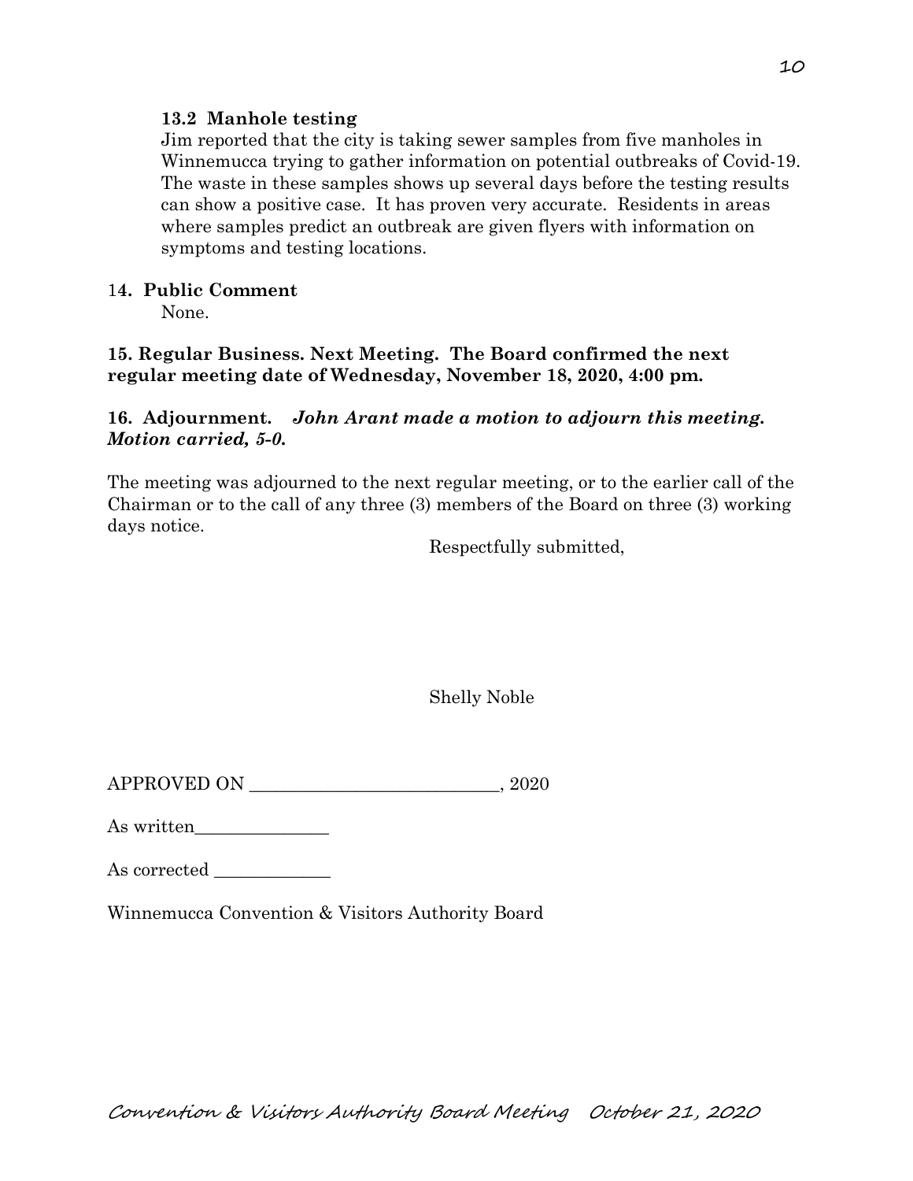**13.2 Manhole testing**

Jim reported that the city is taking sewer samples from five manholes in Winnemucca trying to gather information on potential outbreaks of Covid-19. The waste in these samples shows up several days before the testing results can show a positive case. It has proven very accurate. Residents in areas where samples predict an outbreak are given flyers with information on symptoms and testing locations.

**14. Public Comment**

None.

**15. Regular Business. Next Meeting. The Board confirmed the next regular meeting date of Wednesday, November 18, 2020, 4:00 pm.**

**16. Adjournment.** ***John Arant made a motion to adjourn this meeting. Motion carried, 5-0.***

The meeting was adjourned to the next regular meeting, or to the earlier call of the Chairman or to the call of any three (3) members of the Board on three (3) working days notice.

Respectfully submitted,

Shelly Noble

APPROVED ON ___________________________, 2020

As written_______________

As corrected _____________

Winnemucca Convention & Visitors Authority Board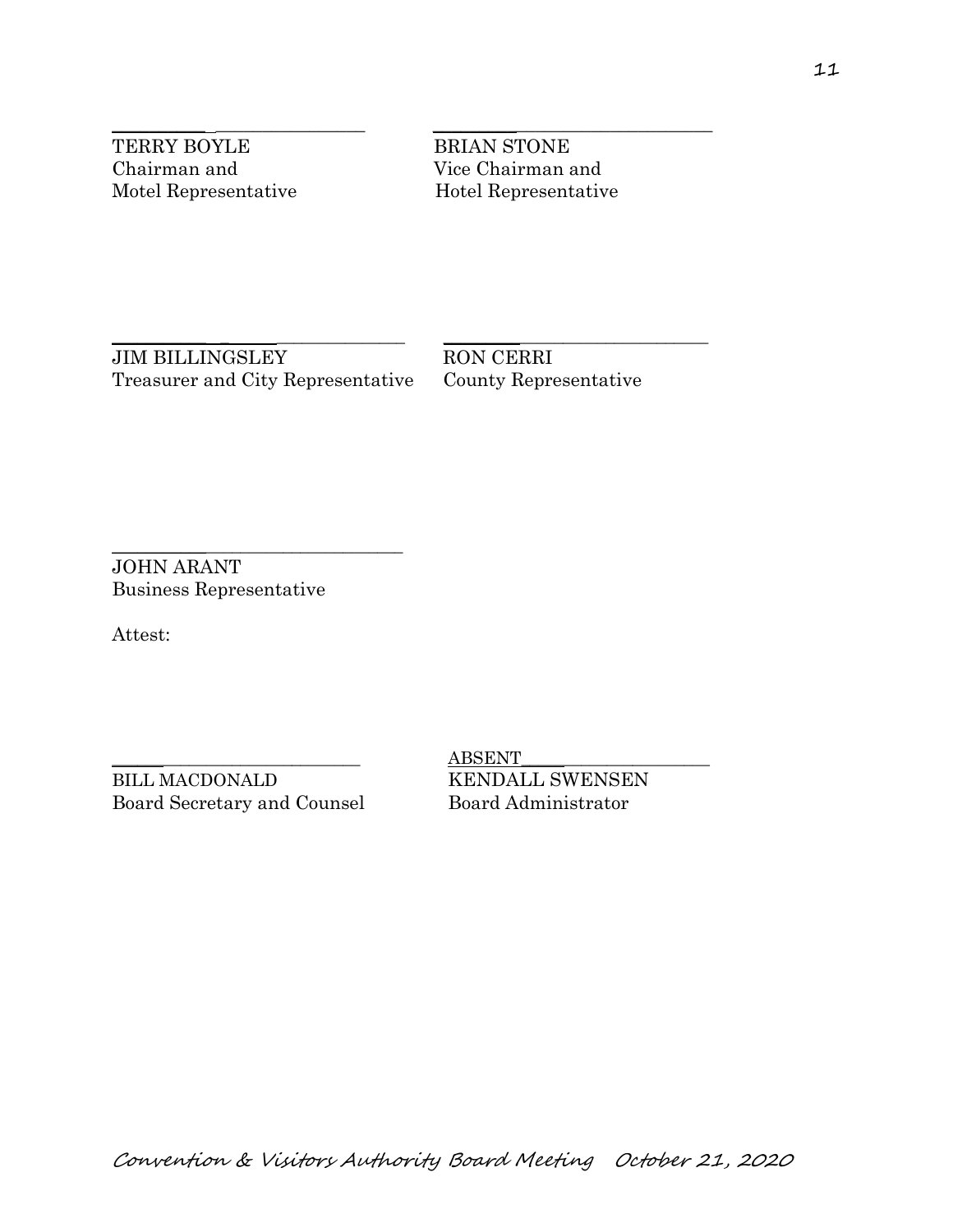\_\_\_\_\_\_\_\_\_\_\_\_\_\_\_\_\_\_\_\_\_\_\_\_\_\_\_\_
TERRY BOYLE
Chairman and
Motel Representative

\_\_\_\_\_\_\_\_\_\_\_\_\_\_\_\_\_\_\_\_\_\_\_\_\_\_\_\_
BRIAN STONE
Vice Chairman and
Hotel Representative

\_\_\_\_\_\_\_\_\_\_\_\_\_\_\_\_\_\_\_\_\_\_\_\_\_\_\_\_
JIM BILLINGSLEY
Treasurer and City Representative

\_\_\_\_\_\_\_\_\_\_\_\_\_\_\_\_\_\_\_\_\_\_\_\_\_\_\_\_
RON CERRI
County Representative

\_\_\_\_\_\_\_\_\_\_\_\_\_\_\_\_\_\_\_\_\_\_\_\_\_\_\_\_
JOHN ARANT
Business Representative

Attest:

\_\_\_\_\_\_\_\_\_\_\_\_\_\_\_\_\_\_\_\_\_\_\_\_\_\_\_\_
BILL MACDONALD
Board Secretary and Counsel

ABSENT\_\_\_\_\_\_\_\_\_\_\_\_\_\_\_\_\_\_\_\_\_\_
KENDALL SWENSEN
Board Administrator